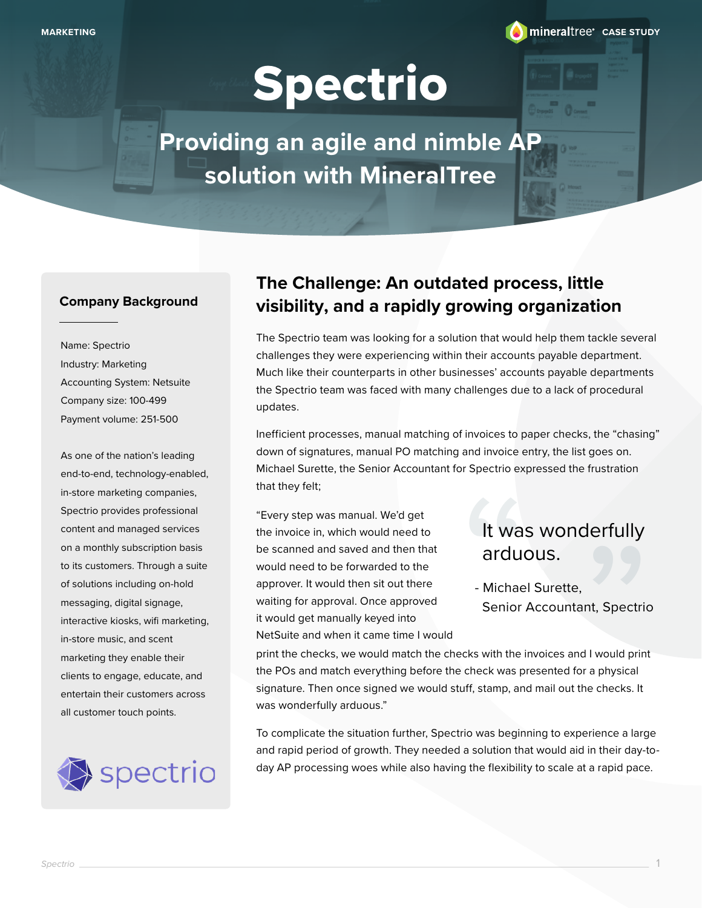MARKETING

mineraltree CASE STUDY

# Spectrio

## Providing an agile and nimble AP solution with MineralTree

### Company Background

Name: Spectrio
Industry: Marketing
Accounting System: Netsuite
Company size: 100-499
Payment volume: 251-500

As one of the nation's leading end-to-end, technology-enabled, in-store marketing companies, Spectrio provides professional content and managed services on a monthly subscription basis to its customers. Through a suite of solutions including on-hold messaging, digital signage, interactive kiosks, wifi marketing, in-store music, and scent marketing they enable their clients to engage, educate, and entertain their customers across all customer touch points.

spectrio

## The Challenge: An outdated process, little visibility, and a rapidly growing organization

The Spectrio team was looking for a solution that would help them tackle several challenges they were experiencing within their accounts payable department. Much like their counterparts in other businesses' accounts payable departments the Spectrio team was faced with many challenges due to a lack of procedural updates.

Inefficient processes, manual matching of invoices to paper checks, the "chasing" down of signatures, manual PO matching and invoice entry, the list goes on. Michael Surette, the Senior Accountant for Spectrio expressed the frustration that they felt;

> It was wonderfully arduous.
>
> - Michael Surette, Senior Accountant, Spectrio

"Every step was manual. We'd get the invoice in, which would need to be scanned and saved and then that would need to be forwarded to the approver. It would then sit out there waiting for approval. Once approved it would get manually keyed into NetSuite and when it came time I would print the checks, we would match the checks with the invoices and I would print the POs and match everything before the check was presented for a physical signature. Then once signed we would stuff, stamp, and mail out the checks. It was wonderfully arduous."

To complicate the situation further, Spectrio was beginning to experience a large and rapid period of growth. They needed a solution that would aid in their day-to-day AP processing woes while also having the flexibility to scale at a rapid pace.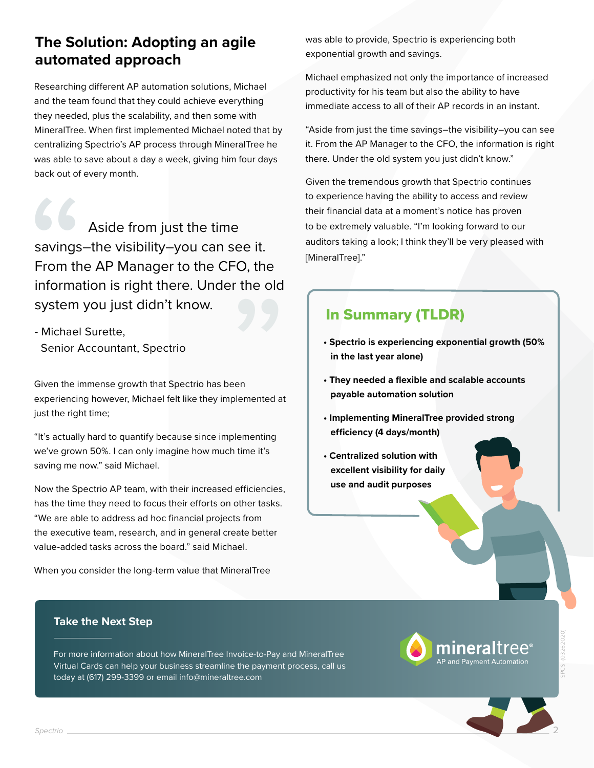## The Solution: Adopting an agile automated approach

Researching different AP automation solutions, Michael and the team found that they could achieve everything they needed, plus the scalability, and then some with MineralTree. When first implemented Michael noted that by centralizing Spectrio's AP process through MineralTree he was able to save about a day a week, giving him four days back out of every month.

> Aside from just the time savings–the visibility–you can see it. From the AP Manager to the CFO, the information is right there. Under the old system you just didn't know.
>
> \- Michael Surette,
> Senior Accountant, Spectrio

Given the immense growth that Spectrio has been experiencing however, Michael felt like they implemented at just the right time;

"It's actually hard to quantify because since implementing we've grown 50%. I can only imagine how much time it's saving me now." said Michael.

Now the Spectrio AP team, with their increased efficiencies, has the time they need to focus their efforts on other tasks. "We are able to address ad hoc financial projects from the executive team, research, and in general create better value-added tasks across the board." said Michael.

When you consider the long-term value that MineralTree was able to provide, Spectrio is experiencing both exponential growth and savings.

Michael emphasized not only the importance of increased productivity for his team but also the ability to have immediate access to all of their AP records in an instant.

"Aside from just the time savings–the visibility–you can see it. From the AP Manager to the CFO, the information is right there. Under the old system you just didn't know."

Given the tremendous growth that Spectrio continues to experience having the ability to access and review their financial data at a moment's notice has proven to be extremely valuable. "I'm looking forward to our auditors taking a look; I think they'll be very pleased with [MineralTree]."

### In Summary (TLDR)

- **Spectrio is experiencing exponential growth (50% in the last year alone)**
- **They needed a flexible and scalable accounts payable automation solution**
- **Implementing MineralTree provided strong efficiency (4 days/month)**
- **Centralized solution with excellent visibility for daily use and audit purposes**

### Take the Next Step

For more information about how MineralTree Invoice-to-Pay and MineralTree Virtual Cards can help your business streamline the payment process, call us today at (617) 299-3399 or email info@mineraltree.com

mineraltree®
AP and Payment Automation

SPCS-(03262020)